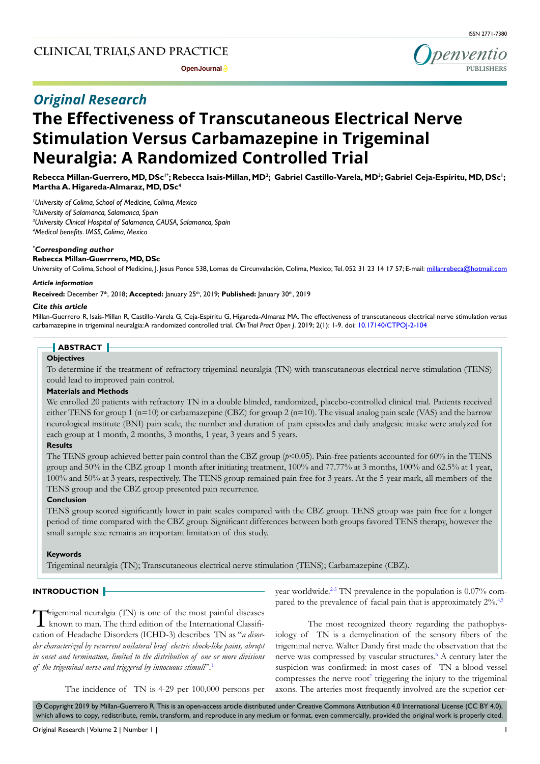# Original Research

# The Effectiveness of Transcutaneous Electrical Nerve Stimulation Versus Carbamazepine in Trigeminal Neuralgia: A Randomized Controlled Trial

**Rebecca Millan-Guerrero, MD, DSc[1*]; Rebecca Isais-Millan, MD[2]; Gabriel Castillo-Varela, MD[3]; Gabriel Ceja-Espíritu, MD, DSc[1]; Martha A. Higareda-Almaraz, MD, DSc[4]**

[1]*University of Colima, School of Medicine, Colima, Mexico*
[2]*University of Salamanca, Salamanca, Spain*
[3]*University Clinical Hospital of Salamanca, CAUSA, Salamanca, Spain*
[4]*Medical benefits. IMSS, Colima, Mexico*

**[*]Corresponding author**
**Rebecca Millan-Guerrrero, MD, DSc**
University of Colima, School of Medicine, J. Jesus Ponce 538, Lomas de Circunvalación, Colima, Mexico; Tel. 052 31 23 14 17 57; E-mail: millanrebeca@hotmail.com

***Article information***
**Received:** December 7th, 2018; **Accepted:** January 25th, 2019; **Published:** January 30th, 2019

***Cite this article***
Millan-Guerrero R, Isais-Millan R, Castillo-Varela G, Ceja-Espíritu G, Higareda-Almaraz MA. The effectiveness of transcutaneous electrical nerve stimulation *versus* carbamazepine in trigeminal neuralgia: A randomized controlled trial. *Clin Trial Pract Open J*. 2019; 2(1): 1-9. doi: 10.17140/CTPOJ-2-104

## ABSTRACT

**Objectives**

To determine if the treatment of refractory trigeminal neuralgia (TN) with transcutaneous electrical nerve stimulation (TENS) could lead to improved pain control.

**Materials and Methods**

We enrolled 20 patients with refractory TN in a double blinded, randomized, placebo-controlled clinical trial. Patients received either TENS for group 1 (n=10) or carbamazepine (CBZ) for group 2 (n=10). The visual analog pain scale (VAS) and the barrow neurological institute (BNI) pain scale, the number and duration of pain episodes and daily analgesic intake were analyzed for each group at 1 month, 2 months, 3 months, 1 year, 3 years and 5 years.

**Results**

The TENS group achieved better pain control than the CBZ group ($p<0.05$). Pain-free patients accounted for 60% in the TENS group and 50% in the CBZ group 1 month after initiating treatment, 100% and 77.77% at 3 months, 100% and 62.5% at 1 year, 100% and 50% at 3 years, respectively. The TENS group remained pain free for 3 years. At the 5-year mark, all members of the TENS group and the CBZ group presented pain recurrence.

**Conclusion**

TENS group scored significantly lower in pain scales compared with the CBZ group. TENS group was pain free for a longer period of time compared with the CBZ group. Significant differences between both groups favored TENS therapy, however the small sample size remains an important limitation of this study.

**Keywords**

Trigeminal neuralgia (TN); Transcutaneous electrical nerve stimulation (TENS); Carbamazepine (CBZ).

## INTRODUCTION

Trigeminal neuralgia (TN) is one of the most painful diseases known to man. The third edition of the International Classification of Headache Disorders (ICHD-3) describes TN as "*a disorder characterized by recurrent unilateral brief electric shock-like pains, abrupt in onset and termination, limited to the distribution of one or more divisions of the trigeminal nerve and triggered by innocuous stimuli*".[1]

The incidence of TN is 4-29 per 100,000 persons per year worldwide.[2-5] TN prevalence in the population is 0.07% compared to the prevalence of facial pain that is approximately 2%.[4,5]

The most recognized theory regarding the pathophysiology of TN is a demyelination of the sensory fibers of the trigeminal nerve. Walter Dandy first made the observation that the nerve was compressed by vascular structures.[6] A century later the suspicion was confirmed: in most cases of TN a blood vessel compresses the nerve root[7] triggering the injury to the trigeminal axons. The arteries most frequently involved are the superior cer-

© Copyright 2019 by Millan-Guerrero R. This is an open-access article distributed under Creative Commons Attribution 4.0 International License (CC BY 4.0), which allows to copy, redistribute, remix, transform, and reproduce in any medium or format, even commercially, provided the original work is properly cited.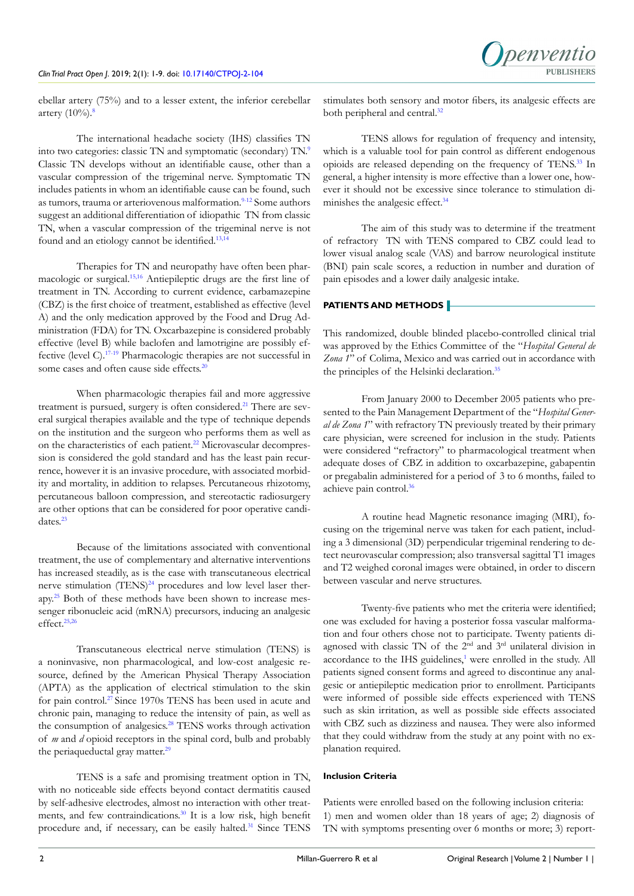ebellar artery (75%) and to a lesser extent, the inferior cerebellar artery (10%).[8]

The international headache society (IHS) classifies TN into two categories: classic TN and symptomatic (secondary) TN.[9] Classic TN develops without an identifiable cause, other than a vascular compression of the trigeminal nerve. Symptomatic TN includes patients in whom an identifiable cause can be found, such as tumors, trauma or arteriovenous malformation.[9-12] Some authors suggest an additional differentiation of idiopathic TN from classic TN, when a vascular compression of the trigeminal nerve is not found and an etiology cannot be identified.[13,14]

Therapies for TN and neuropathy have often been pharmacologic or surgical.[15,16] Antiepileptic drugs are the first line of treatment in TN. According to current evidence, carbamazepine (CBZ) is the first choice of treatment, established as effective (level A) and the only medication approved by the Food and Drug Administration (FDA) for TN. Oxcarbazepine is considered probably effective (level B) while baclofen and lamotrigine are possibly effective (level C).[17-19] Pharmacologic therapies are not successful in some cases and often cause side effects.[20]

When pharmacologic therapies fail and more aggressive treatment is pursued, surgery is often considered.[21] There are several surgical therapies available and the type of technique depends on the institution and the surgeon who performs them as well as on the characteristics of each patient.[22] Microvascular decompression is considered the gold standard and has the least pain recurrence, however it is an invasive procedure, with associated morbidity and mortality, in addition to relapses. Percutaneous rhizotomy, percutaneous balloon compression, and stereotactic radiosurgery are other options that can be considered for poor operative candidates.[23]

Because of the limitations associated with conventional treatment, the use of complementary and alternative interventions has increased steadily, as is the case with transcutaneous electrical nerve stimulation (TENS)[24] procedures and low level laser therapy.[25] Both of these methods have been shown to increase messenger ribonucleic acid (mRNA) precursors, inducing an analgesic effect.[25,26]

Transcutaneous electrical nerve stimulation (TENS) is a noninvasive, non pharmacological, and low-cost analgesic resource, defined by the American Physical Therapy Association (APTA) as the application of electrical stimulation to the skin for pain control.[27] Since 1970s TENS has been used in acute and chronic pain, managing to reduce the intensity of pain, as well as the consumption of analgesics.[28] TENS works through activation of *m* and *d* opioid receptors in the spinal cord, bulb and probably the periaqueductal gray matter.[29]

TENS is a safe and promising treatment option in TN, with no noticeable side effects beyond contact dermatitis caused by self-adhesive electrodes, almost no interaction with other treatments, and few contraindications.[30] It is a low risk, high benefit procedure and, if necessary, can be easily halted.[31] Since TENS stimulates both sensory and motor fibers, its analgesic effects are both peripheral and central.[32]

TENS allows for regulation of frequency and intensity, which is a valuable tool for pain control as different endogenous opioids are released depending on the frequency of TENS.[33] In general, a higher intensity is more effective than a lower one, however it should not be excessive since tolerance to stimulation diminishes the analgesic effect.[34]

The aim of this study was to determine if the treatment of refractory TN with TENS compared to CBZ could lead to lower visual analog scale (VAS) and barrow neurological institute (BNI) pain scale scores, a reduction in number and duration of pain episodes and a lower daily analgesic intake.

## PATIENTS AND METHODS

This randomized, double blinded placebo-controlled clinical trial was approved by the Ethics Committee of the "*Hospital General de Zona 1*" of Colima, Mexico and was carried out in accordance with the principles of the Helsinki declaration.[35]

From January 2000 to December 2005 patients who presented to the Pain Management Department of the "*Hospital General de Zona 1*" with refractory TN previously treated by their primary care physician, were screened for inclusion in the study. Patients were considered "refractory" to pharmacological treatment when adequate doses of CBZ in addition to oxcarbazepine, gabapentin or pregabalin administered for a period of 3 to 6 months, failed to achieve pain control.[36]

A routine head Magnetic resonance imaging (MRI), focusing on the trigeminal nerve was taken for each patient, including a 3 dimensional (3D) perpendicular trigeminal rendering to detect neurovascular compression; also transversal sagittal T1 images and T2 weighed coronal images were obtained, in order to discern between vascular and nerve structures.

Twenty-five patients who met the criteria were identified; one was excluded for having a posterior fossa vascular malformation and four others chose not to participate. Twenty patients diagnosed with classic TN of the 2nd and 3rd unilateral division in accordance to the IHS guidelines,[1] were enrolled in the study. All patients signed consent forms and agreed to discontinue any analgesic or antiepileptic medication prior to enrollment. Participants were informed of possible side effects experienced with TENS such as skin irritation, as well as possible side effects associated with CBZ such as dizziness and nausea. They were also informed that they could withdraw from the study at any point with no explanation required.

### Inclusion Criteria

Patients were enrolled based on the following inclusion criteria:
1) men and women older than 18 years of age; 2) diagnosis of TN with symptoms presenting over 6 months or more; 3) report-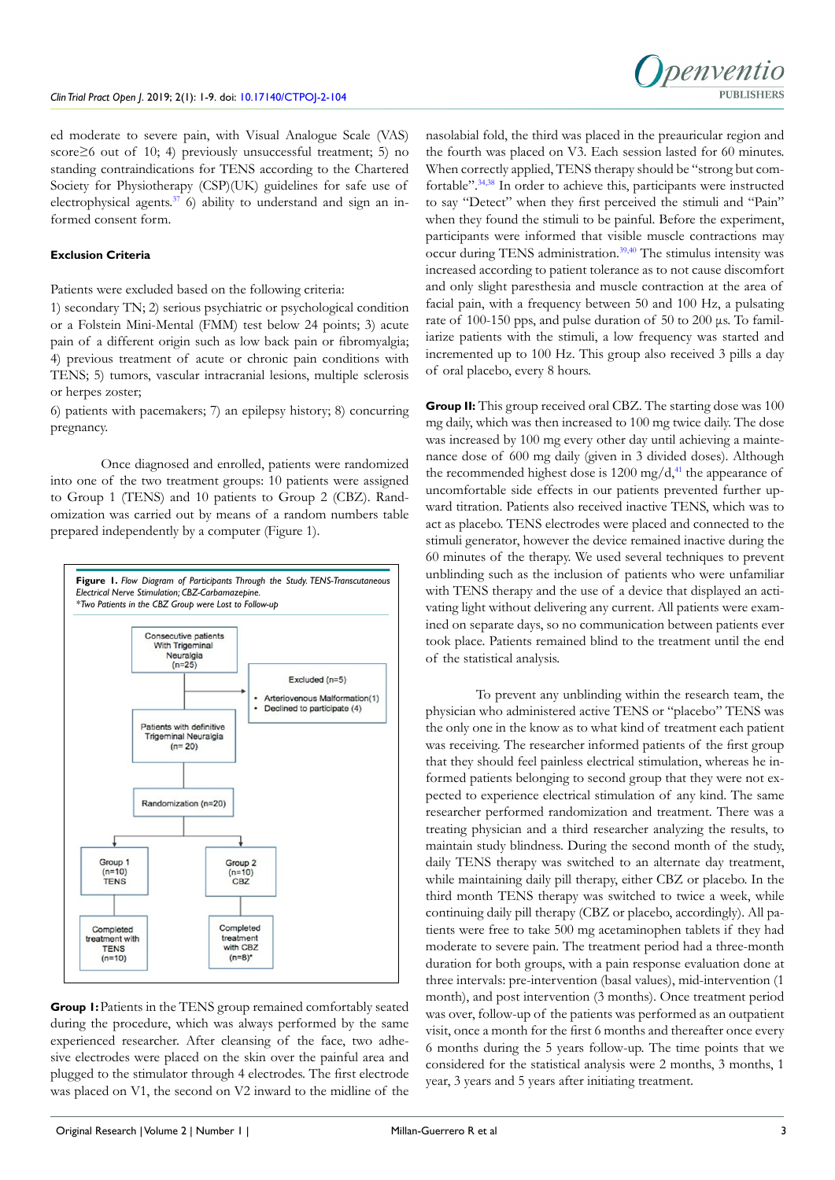ed moderate to severe pain, with Visual Analogue Scale (VAS) score≥6 out of 10; 4) previously unsuccessful treatment; 5) no standing contraindications for TENS according to the Chartered Society for Physiotherapy (CSP)(UK) guidelines for safe use of electrophysical agents.[37] 6) ability to understand and sign an informed consent form.

### Exclusion Criteria

Patients were excluded based on the following criteria:

1) secondary TN; 2) serious psychiatric or psychological condition or a Folstein Mini-Mental (FMM) test below 24 points; 3) acute pain of a different origin such as low back pain or fibromyalgia; 4) previous treatment of acute or chronic pain conditions with TENS; 5) tumors, vascular intracranial lesions, multiple sclerosis or herpes zoster;

6) patients with pacemakers; 7) an epilepsy history; 8) concurring pregnancy.

Once diagnosed and enrolled, patients were randomized into one of the two treatment groups: 10 patients were assigned to Group 1 (TENS) and 10 patients to Group 2 (CBZ). Randomization was carried out by means of a random numbers table prepared independently by a computer (Figure 1).

**Figure 1.** *Flow Diagram of Participants Through the Study. TENS-Transcutaneous Electrical Nerve Stimulation; CBZ-Carbamazepine.*
*\*Two Patients in the CBZ Group were Lost to Follow-up*

Consecutive patients With Trigeminal Neuralgia (n=25)

Excluded (n=5)
- Arteriovenous Malformation(1)
- Declined to participate (4)

Patients with definitive Trigeminal Neuralgia (n= 20)

Randomization (n=20)

Group 1 (n=10) TENS → Completed treatment with TENS (n=10)

Group 2 (n=10) CBZ → Completed treatment with CBZ (n=8)*

**Group I:** Patients in the TENS group remained comfortably seated during the procedure, which was always performed by the same experienced researcher. After cleansing of the face, two adhesive electrodes were placed on the skin over the painful area and plugged to the stimulator through 4 electrodes. The first electrode was placed on V1, the second on V2 inward to the midline of the nasolabial fold, the third was placed in the preauricular region and the fourth was placed on V3. Each session lasted for 60 minutes. When correctly applied, TENS therapy should be "strong but comfortable".[34,38] In order to achieve this, participants were instructed to say "Detect" when they first perceived the stimuli and "Pain" when they found the stimuli to be painful. Before the experiment, participants were informed that visible muscle contractions may occur during TENS administration.[39,40] The stimulus intensity was increased according to patient tolerance as to not cause discomfort and only slight paresthesia and muscle contraction at the area of facial pain, with a frequency between 50 and 100 Hz, a pulsating rate of 100-150 pps, and pulse duration of 50 to 200 µs. To familiarize patients with the stimuli, a low frequency was started and incremented up to 100 Hz. This group also received 3 pills a day of oral placebo, every 8 hours.

**Group II:** This group received oral CBZ. The starting dose was 100 mg daily, which was then increased to 100 mg twice daily. The dose was increased by 100 mg every other day until achieving a maintenance dose of 600 mg daily (given in 3 divided doses). Although the recommended highest dose is 1200 mg/d,[41] the appearance of uncomfortable side effects in our patients prevented further upward titration. Patients also received inactive TENS, which was to act as placebo. TENS electrodes were placed and connected to the stimuli generator, however the device remained inactive during the 60 minutes of the therapy. We used several techniques to prevent unblinding such as the inclusion of patients who were unfamiliar with TENS therapy and the use of a device that displayed an activating light without delivering any current. All patients were examined on separate days, so no communication between patients ever took place. Patients remained blind to the treatment until the end of the statistical analysis.

To prevent any unblinding within the research team, the physician who administered active TENS or "placebo" TENS was the only one in the know as to what kind of treatment each patient was receiving. The researcher informed patients of the first group that they should feel painless electrical stimulation, whereas he informed patients belonging to second group that they were not expected to experience electrical stimulation of any kind. The same researcher performed randomization and treatment. There was a treating physician and a third researcher analyzing the results, to maintain study blindness. During the second month of the study, daily TENS therapy was switched to an alternate day treatment, while maintaining daily pill therapy, either CBZ or placebo. In the third month TENS therapy was switched to twice a week, while continuing daily pill therapy (CBZ or placebo, accordingly). All patients were free to take 500 mg acetaminophen tablets if they had moderate to severe pain. The treatment period had a three-month duration for both groups, with a pain response evaluation done at three intervals: pre-intervention (basal values), mid-intervention (1 month), and post intervention (3 months). Once treatment period was over, follow-up of the patients was performed as an outpatient visit, once a month for the first 6 months and thereafter once every 6 months during the 5 years follow-up. The time points that we considered for the statistical analysis were 2 months, 3 months, 1 year, 3 years and 5 years after initiating treatment.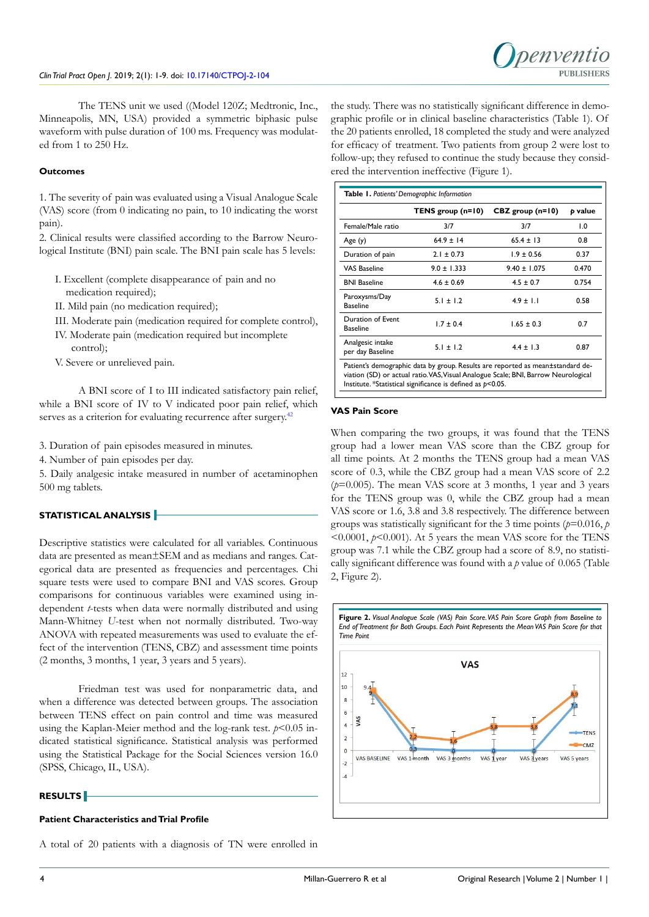The TENS unit we used ((Model 120Z; Medtronic, Inc., Minneapolis, MN, USA) provided a symmetric biphasic pulse waveform with pulse duration of 100 ms. Frequency was modulated from 1 to 250 Hz.

#### Outcomes

1. The severity of pain was evaluated using a Visual Analogue Scale (VAS) score (from 0 indicating no pain, to 10 indicating the worst pain).
2. Clinical results were classified according to the Barrow Neurological Institute (BNI) pain scale. The BNI pain scale has 5 levels:

I. Excellent (complete disappearance of pain and no medication required);
II. Mild pain (no medication required);
III. Moderate pain (medication required for complete control),
IV. Moderate pain (medication required but incomplete control);
V. Severe or unrelieved pain.

A BNI score of I to III indicated satisfactory pain relief, while a BNI score of IV to V indicated poor pain relief, which serves as a criterion for evaluating recurrence after surgery.[42]

3. Duration of pain episodes measured in minutes.
4. Number of pain episodes per day.
5. Daily analgesic intake measured in number of acetaminophen 500 mg tablets.

## STATISTICAL ANALYSIS

Descriptive statistics were calculated for all variables. Continuous data are presented as mean±SEM and as medians and ranges. Categorical data are presented as frequencies and percentages. Chi square tests were used to compare BNI and VAS scores. Group comparisons for continuous variables were examined using independent *t*-tests when data were normally distributed and using Mann-Whitney *U*-test when not normally distributed. Two-way ANOVA with repeated measurements was used to evaluate the effect of the intervention (TENS, CBZ) and assessment time points (2 months, 3 months, 1 year, 3 years and 5 years).

Friedman test was used for nonparametric data, and when a difference was detected between groups. The association between TENS effect on pain control and time was measured using the Kaplan-Meier method and the log-rank test. $p<0.05$ indicated statistical significance. Statistical analysis was performed using the Statistical Package for the Social Sciences version 16.0 (SPSS, Chicago, IL, USA).

## RESULTS

#### Patient Characteristics and Trial Profile

A total of 20 patients with a diagnosis of TN were enrolled in the study. There was no statistically significant difference in demographic profile or in clinical baseline characteristics (Table 1). Of the 20 patients enrolled, 18 completed the study and were analyzed for efficacy of treatment. Two patients from group 2 were lost to follow-up; they refused to continue the study because they considered the intervention ineffective (Figure 1).

**Table 1.** *Patients' Demographic Information*

| | TENS group (n=10) | CBZ group (n=10) | *p* value |
|---|---|---|---|
| Female/Male ratio | 3/7 | 3/7 | 1.0 |
| Age (y) | 64.9 ± 14 | 65.4 ± 13 | 0.8 |
| Duration of pain | 2.1 ± 0.73 | 1.9 ± 0.56 | 0.37 |
| VAS Baseline | 9.0 ± 1.333 | 9.40 ± 1.075 | 0.470 |
| BNI Baseline | 4.6 ± 0.69 | 4.5 ± 0.7 | 0.754 |
| Paroxysms/Day Baseline | 5.1 ± 1.2 | 4.9 ± 1.1 | 0.58 |
| Duration of Event Baseline | 1.7 ± 0.4 | 1.65 ± 0.3 | 0.7 |
| Analgesic intake per day Baseline | 5.1 ± 1.2 | 4.4 ± 1.3 | 0.87 |

Patient's demographic data by group. Results are reported as mean±standard deviation (SD) or actual ratio. VAS, Visual Analogue Scale; BNI, Barrow Neurological Institute. *Statistical significance is defined as $p<0.05$.

#### VAS Pain Score

When comparing the two groups, it was found that the TENS group had a lower mean VAS score than the CBZ group for all time points. At 2 months the TENS group had a mean VAS score of 0.3, while the CBZ group had a mean VAS score of 2.2 ($p=0.005$). The mean VAS score at 3 months, 1 year and 3 years for the TENS group was 0, while the CBZ group had a mean VAS score or 1.6, 3.8 and 3.8 respectively. The difference between groups was statistically significant for the 3 time points ($p=0.016$, $p<0.0001$, $p<0.001$). At 5 years the mean VAS score for the TENS group was 7.1 while the CBZ group had a score of 8.9, no statistically significant difference was found with a *p* value of 0.065 (Table 2, Figure 2).

**Figure 2.** *Visual Analogue Scale (VAS) Pain Score. VAS Pain Score Graph from Baseline to End of Treatment for Both Groups. Each Point Represents the Mean VAS Pain Score for that Time Point*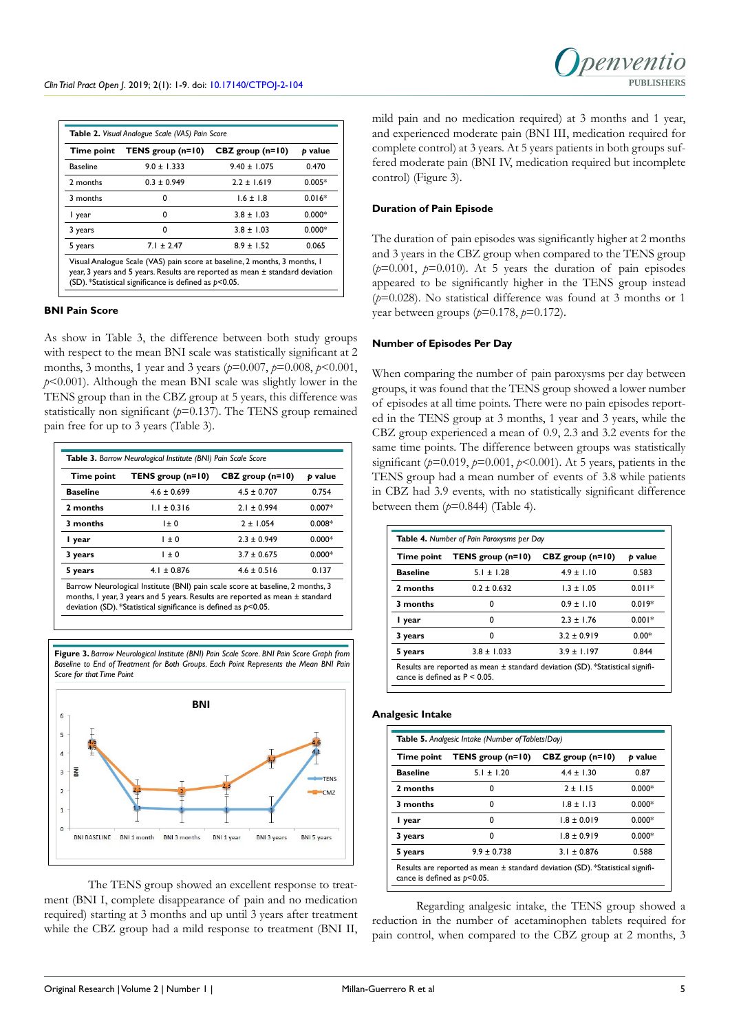**Table 2.** *Visual Analogue Scale (VAS) Pain Score*

| Time point | TENS group (n=10) | CBZ group (n=10) | p value |
|---|---|---|---|
| Baseline | 9.0 ± 1.333 | 9.40 ± 1.075 | 0.470 |
| 2 months | 0.3 ± 0.949 | 2.2 ± 1.619 | 0.005* |
| 3 months | 0 | 1.6 ± 1.8 | 0.016* |
| 1 year | 0 | 3.8 ± 1.03 | 0.000* |
| 3 years | 0 | 3.8 ± 1.03 | 0.000* |
| 5 years | 7.1 ± 2.47 | 8.9 ± 1.52 | 0.065 |

Visual Analogue Scale (VAS) pain score at baseline, 2 months, 3 months, 1 year, 3 years and 5 years. Results are reported as mean ± standard deviation (SD). *Statistical significance is defined as $p<0.05$.

### BNI Pain Score

As show in Table 3, the difference between both study groups with respect to the mean BNI scale was statistically significant at 2 months, 3 months, 1 year and 3 years ($p=0.007$, $p=0.008$, $p<0.001$, $p<0.001$). Although the mean BNI scale was slightly lower in the TENS group than in the CBZ group at 5 years, this difference was statistically non significant ($p=0.137$). The TENS group remained pain free for up to 3 years (Table 3).

**Table 3.** *Barrow Neurological Institute (BNI) Pain Scale Score*

| Time point | TENS group (n=10) | CBZ group (n=10) | p value |
|---|---|---|---|
| **Baseline** | 4.6 ± 0.699 | 4.5 ± 0.707 | 0.754 |
| **2 months** | 1.1 ± 0.316 | 2.1 ± 0.994 | 0.007* |
| **3 months** | 1± 0 | 2 ± 1.054 | 0.008* |
| **1 year** | 1 ± 0 | 2.3 ± 0.949 | 0.000* |
| **3 years** | 1 ± 0 | 3.7 ± 0.675 | 0.000* |
| **5 years** | 4.1 ± 0.876 | 4.6 ± 0.516 | 0.137 |

Barrow Neurological Institute (BNI) pain scale score at baseline, 2 months, 3 months, 1 year, 3 years and 5 years. Results are reported as mean ± standard deviation (SD). *Statistical significance is defined as $p<0.05$.

**Figure 3.** *Barrow Neurological Institute (BNI) Pain Scale Score. BNI Pain Score Graph from Baseline to End of Treatment for Both Groups. Each Point Represents the Mean BNI Pain Score for that Time Point*

The TENS group showed an excellent response to treatment (BNI I, complete disappearance of pain and no medication required) starting at 3 months and up until 3 years after treatment while the CBZ group had a mild response to treatment (BNI II, mild pain and no medication required) at 3 months and 1 year, and experienced moderate pain (BNI III, medication required for complete control) at 3 years. At 5 years patients in both groups suffered moderate pain (BNI IV, medication required but incomplete control) (Figure 3).

### Duration of Pain Episode

The duration of pain episodes was significantly higher at 2 months and 3 years in the CBZ group when compared to the TENS group ($p=0.001$, $p=0.010$). At 5 years the duration of pain episodes appeared to be significantly higher in the TENS group instead ($p=0.028$). No statistical difference was found at 3 months or 1 year between groups ($p=0.178$, $p=0.172$).

### Number of Episodes Per Day

When comparing the number of pain paroxysms per day between groups, it was found that the TENS group showed a lower number of episodes at all time points. There were no pain episodes reported in the TENS group at 3 months, 1 year and 3 years, while the CBZ group experienced a mean of 0.9, 2.3 and 3.2 events for the same time points. The difference between groups was statistically significant ($p=0.019$, $p=0.001$, $p<0.001$). At 5 years, patients in the TENS group had a mean number of events of 3.8 while patients in CBZ had 3.9 events, with no statistically significant difference between them ($p=0.844$) (Table 4).

**Table 4.** *Number of Pain Paroxysms per Day*

| Time point | TENS group (n=10) | CBZ group (n=10) | p value |
|---|---|---|---|
| **Baseline** | 5.1 ± 1.28 | 4.9 ± 1.10 | 0.583 |
| **2 months** | 0.2 ± 0.632 | 1.3 ± 1.05 | 0.011* |
| **3 months** | 0 | 0.9 ± 1.10 | 0.019* |
| **1 year** | 0 | 2.3 ± 1.76 | 0.001* |
| **3 years** | 0 | 3.2 ± 0.919 | 0.00* |
| **5 years** | 3.8 ± 1.033 | 3.9 ± 1.197 | 0.844 |

Results are reported as mean ± standard deviation (SD). *Statistical significance is defined as $P < 0.05$.

### Analgesic Intake

**Table 5.** *Analgesic Intake (Number of Tablets/Day)*

| Time point | TENS group (n=10) | CBZ group (n=10) | p value |
|---|---|---|---|
| **Baseline** | 5.1 ± 1.20 | 4.4 ± 1.30 | 0.87 |
| **2 months** | 0 | 2 ± 1.15 | 0.000* |
| **3 months** | 0 | 1.8 ± 1.13 | 0.000* |
| **1 year** | 0 | 1.8 ± 0.019 | 0.000* |
| **3 years** | 0 | 1.8 ± 0.919 | 0.000* |
| **5 years** | 9.9 ± 0.738 | 3.1 ± 0.876 | 0.588 |

Results are reported as mean ± standard deviation (SD). *Statistical significance is defined as $p<0.05$.

Regarding analgesic intake, the TENS group showed a reduction in the number of acetaminophen tablets required for pain control, when compared to the CBZ group at 2 months, 3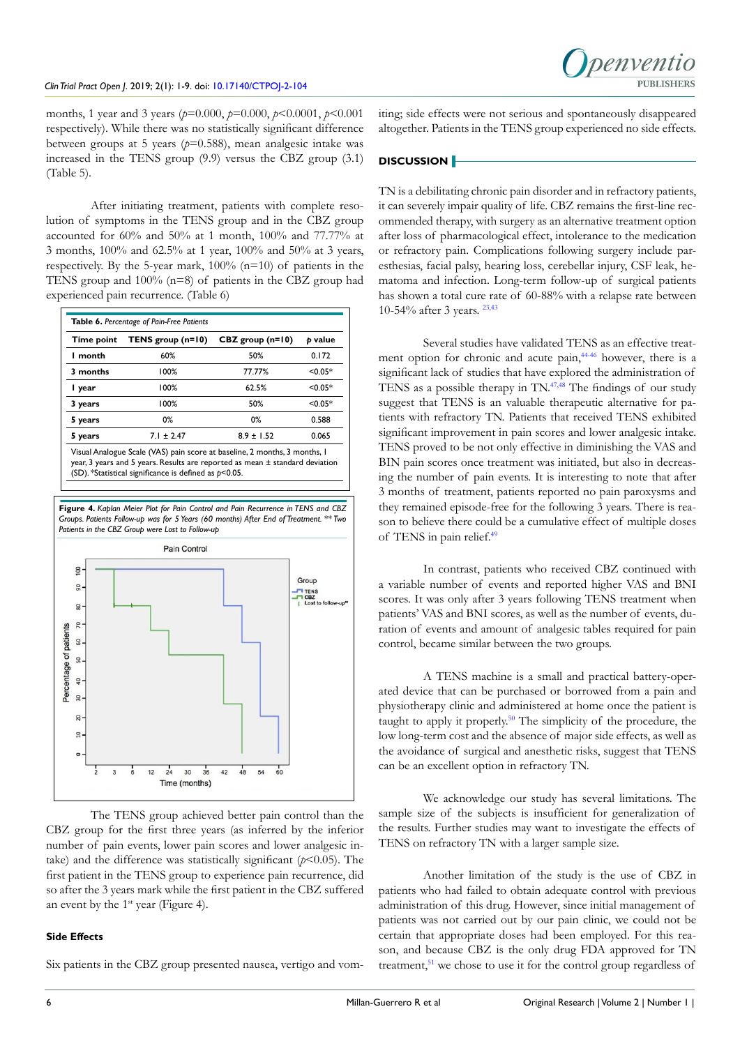months, 1 year and 3 years ($p$=0.000, $p$=0.000, $p$<0.0001, $p$<0.001 respectively). While there was no statistically significant difference between groups at 5 years ($p$=0.588), mean analgesic intake was increased in the TENS group (9.9) versus the CBZ group (3.1) (Table 5).

After initiating treatment, patients with complete resolution of symptoms in the TENS group and in the CBZ group accounted for 60% and 50% at 1 month, 100% and 77.77% at 3 months, 100% and 62.5% at 1 year, 100% and 50% at 3 years, respectively. By the 5-year mark, 100% (n=10) of patients in the TENS group and 100% (n=8) of patients in the CBZ group had experienced pain recurrence. (Table 6)

**Table 6.** *Percentage of Pain-Free Patients*

| Time point | TENS group (n=10) | CBZ group (n=10) | *p* value |
|---|---|---|---|
| 1 month | 60% | 50% | 0.172 |
| 3 months | 100% | 77.77% | <0.05* |
| 1 year | 100% | 62.5% | <0.05* |
| 3 years | 100% | 50% | <0.05* |
| 5 years | 0% | 0% | 0.588 |
| 5 years | 7.1 ± 2.47 | 8.9 ± 1.52 | 0.065 |

Visual Analogue Scale (VAS) pain score at baseline, 2 months, 3 months, 1 year, 3 years and 5 years. Results are reported as mean ± standard deviation (SD). *Statistical significance is defined as $p$<0.05.

**Figure 4.** *Kaplan Meier Plot for Pain Control and Pain Recurrence in TENS and CBZ Groups. Patients Follow-up was for 5 Years (60 months) After End of Treatment. ** Two Patients in the CBZ Group were Lost to Follow-up*

The TENS group achieved better pain control than the CBZ group for the first three years (as inferred by the inferior number of pain events, lower pain scores and lower analgesic intake) and the difference was statistically significant ($p$<0.05). The first patient in the TENS group to experience pain recurrence, did so after the 3 years mark while the first patient in the CBZ suffered an event by the 1st year (Figure 4).

### Side Effects

Six patients in the CBZ group presented nausea, vertigo and vomiting; side effects were not serious and spontaneously disappeared altogether. Patients in the TENS group experienced no side effects.

## DISCUSSION

TN is a debilitating chronic pain disorder and in refractory patients, it can severely impair quality of life. CBZ remains the first-line recommended therapy, with surgery as an alternative treatment option after loss of pharmacological effect, intolerance to the medication or refractory pain. Complications following surgery include paresthesias, facial palsy, hearing loss, cerebellar injury, CSF leak, hematoma and infection. Long-term follow-up of surgical patients has shown a total cure rate of 60-88% with a relapse rate between 10-54% after 3 years.[23,43]

Several studies have validated TENS as an effective treatment option for chronic and acute pain,[44-46] however, there is a significant lack of studies that have explored the administration of TENS as a possible therapy in TN.[47,48] The findings of our study suggest that TENS is an valuable therapeutic alternative for patients with refractory TN. Patients that received TENS exhibited significant improvement in pain scores and lower analgesic intake. TENS proved to be not only effective in diminishing the VAS and BIN pain scores once treatment was initiated, but also in decreasing the number of pain events. It is interesting to note that after 3 months of treatment, patients reported no pain paroxysms and they remained episode-free for the following 3 years. There is reason to believe there could be a cumulative effect of multiple doses of TENS in pain relief.[49]

In contrast, patients who received CBZ continued with a variable number of events and reported higher VAS and BNI scores. It was only after 3 years following TENS treatment when patients' VAS and BNI scores, as well as the number of events, duration of events and amount of analgesic tables required for pain control, became similar between the two groups.

A TENS machine is a small and practical battery-operated device that can be purchased or borrowed from a pain and physiotherapy clinic and administered at home once the patient is taught to apply it properly.[50] The simplicity of the procedure, the low long-term cost and the absence of major side effects, as well as the avoidance of surgical and anesthetic risks, suggest that TENS can be an excellent option in refractory TN.

We acknowledge our study has several limitations. The sample size of the subjects is insufficient for generalization of the results. Further studies may want to investigate the effects of TENS on refractory TN with a larger sample size.

Another limitation of the study is the use of CBZ in patients who had failed to obtain adequate control with previous administration of this drug. However, since initial management of patients was not carried out by our pain clinic, we could not be certain that appropriate doses had been employed. For this reason, and because CBZ is the only drug FDA approved for TN treatment,[51] we chose to use it for the control group regardless of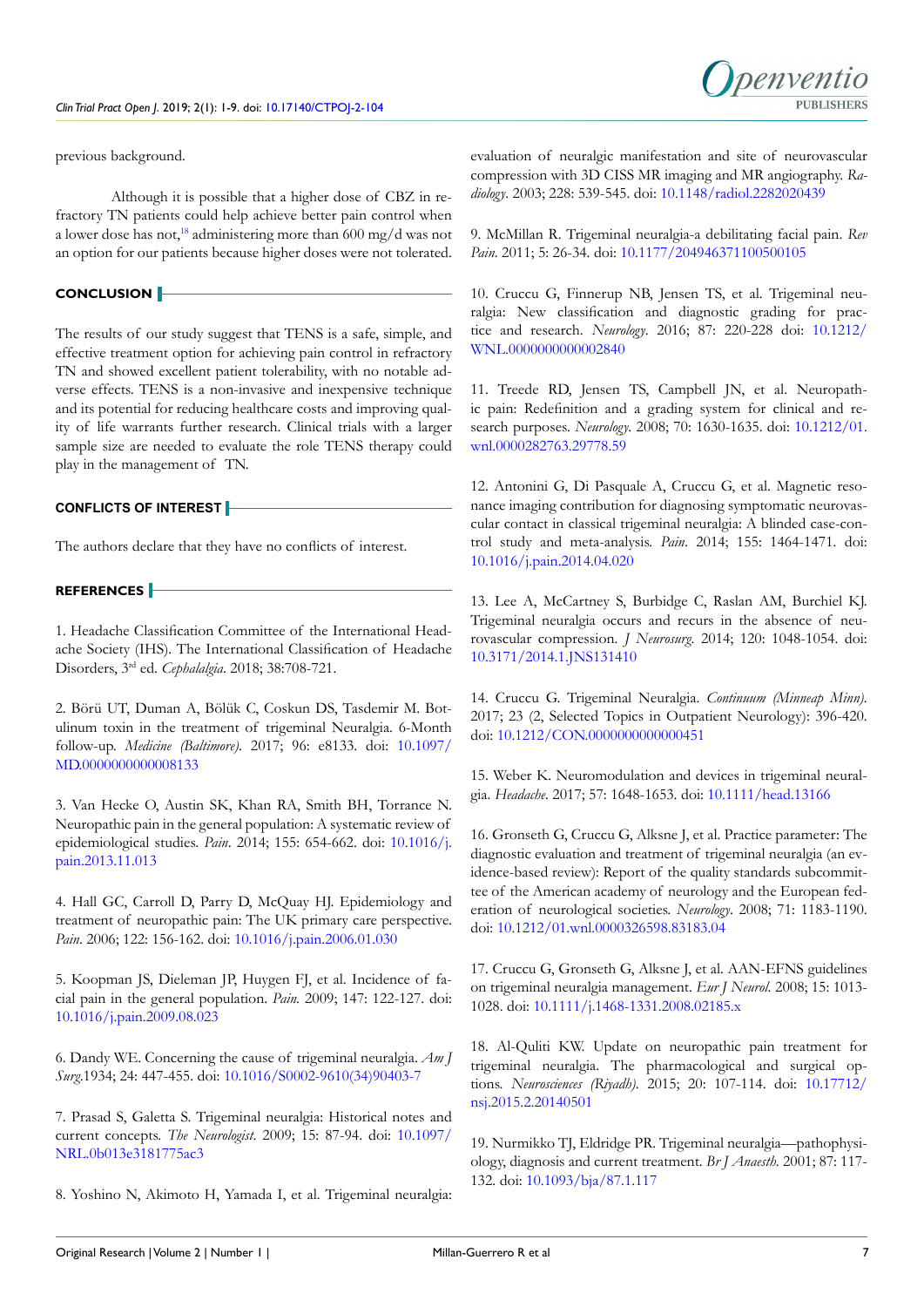previous background.

Although it is possible that a higher dose of CBZ in refractory TN patients could help achieve better pain control when a lower dose has not,[18] administering more than 600 mg/d was not an option for our patients because higher doses were not tolerated.

## CONCLUSION

The results of our study suggest that TENS is a safe, simple, and effective treatment option for achieving pain control in refractory TN and showed excellent patient tolerability, with no notable adverse effects. TENS is a non-invasive and inexpensive technique and its potential for reducing healthcare costs and improving quality of life warrants further research. Clinical trials with a larger sample size are needed to evaluate the role TENS therapy could play in the management of TN.

## CONFLICTS OF INTEREST

The authors declare that they have no conflicts of interest.

## REFERENCES

1. Headache Classification Committee of the International Headache Society (IHS). The International Classification of Headache Disorders, 3rd ed. *Cephalalgia*. 2018; 38:708-721.

2. Börü UT, Duman A, Bölük C, Coskun DS, Tasdemir M. Botulinum toxin in the treatment of trigeminal Neuralgia. 6-Month follow-up. *Medicine (Baltimore)*. 2017; 96: e8133. doi: 10.1097/MD.0000000000008133

3. Van Hecke O, Austin SK, Khan RA, Smith BH, Torrance N. Neuropathic pain in the general population: A systematic review of epidemiological studies. *Pain*. 2014; 155: 654-662. doi: 10.1016/j.pain.2013.11.013

4. Hall GC, Carroll D, Parry D, McQuay HJ. Epidemiology and treatment of neuropathic pain: The UK primary care perspective. *Pain*. 2006; 122: 156-162. doi: 10.1016/j.pain.2006.01.030

5. Koopman JS, Dieleman JP, Huygen FJ, et al. Incidence of facial pain in the general population. *Pain.* 2009; 147: 122-127. doi: 10.1016/j.pain.2009.08.023

6. Dandy WE. Concerning the cause of trigeminal neuralgia. *Am J Surg*.1934; 24: 447-455. doi: 10.1016/S0002-9610(34)90403-7

7. Prasad S, Galetta S. Trigeminal neuralgia: Historical notes and current concepts. *The Neurologist*. 2009; 15: 87-94. doi: 10.1097/NRL.0b013e3181775ac3

8. Yoshino N, Akimoto H, Yamada I, et al. Trigeminal neuralgia: evaluation of neuralgic manifestation and site of neurovascular compression with 3D CISS MR imaging and MR angiography. *Radiology*. 2003; 228: 539-545. doi: 10.1148/radiol.2282020439

9. McMillan R. Trigeminal neuralgia-a debilitating facial pain. *Rev Pain*. 2011; 5: 26-34. doi: 10.1177/204946371100500105

10. Cruccu G, Finnerup NB, Jensen TS, et al. Trigeminal neuralgia: New classification and diagnostic grading for practice and research. *Neurology*. 2016; 87: 220-228 doi: 10.1212/WNL.0000000000002840

11. Treede RD, Jensen TS, Campbell JN, et al. Neuropathic pain: Redefinition and a grading system for clinical and research purposes. *Neurology*. 2008; 70: 1630-1635. doi: 10.1212/01.wnl.0000282763.29778.59

12. Antonini G, Di Pasquale A, Cruccu G, et al. Magnetic resonance imaging contribution for diagnosing symptomatic neurovascular contact in classical trigeminal neuralgia: A blinded case-control study and meta-analysis. *Pain*. 2014; 155: 1464-1471. doi: 10.1016/j.pain.2014.04.020

13. Lee A, McCartney S, Burbidge C, Raslan AM, Burchiel KJ. Trigeminal neuralgia occurs and recurs in the absence of neurovascular compression. *J Neurosurg*. 2014; 120: 1048-1054. doi: 10.3171/2014.1.JNS131410

14. Cruccu G. Trigeminal Neuralgia. *Continuum (Minneap Minn)*. 2017; 23 (2, Selected Topics in Outpatient Neurology): 396-420. doi: 10.1212/CON.0000000000000451

15. Weber K. Neuromodulation and devices in trigeminal neuralgia. *Headache*. 2017; 57: 1648-1653. doi: 10.1111/head.13166

16. Gronseth G, Cruccu G, Alksne J, et al. Practice parameter: The diagnostic evaluation and treatment of trigeminal neuralgia (an evidence-based review): Report of the quality standards subcommittee of the American academy of neurology and the European federation of neurological societies. *Neurology*. 2008; 71: 1183-1190. doi: 10.1212/01.wnl.0000326598.83183.04

17. Cruccu G, Gronseth G, Alksne J, et al. AAN-EFNS guidelines on trigeminal neuralgia management. *Eur J Neurol.* 2008; 15: 1013-1028. doi: 10.1111/j.1468-1331.2008.02185.x

18. Al-Quliti KW. Update on neuropathic pain treatment for trigeminal neuralgia. The pharmacological and surgical options. *Neurosciences (Riyadh)*. 2015; 20: 107-114. doi: 10.17712/nsj.2015.2.20140501

19. Nurmikko TJ, Eldridge PR. Trigeminal neuralgia—pathophysiology, diagnosis and current treatment. *Br J Anaesth.* 2001; 87: 117-132. doi: 10.1093/bja/87.1.117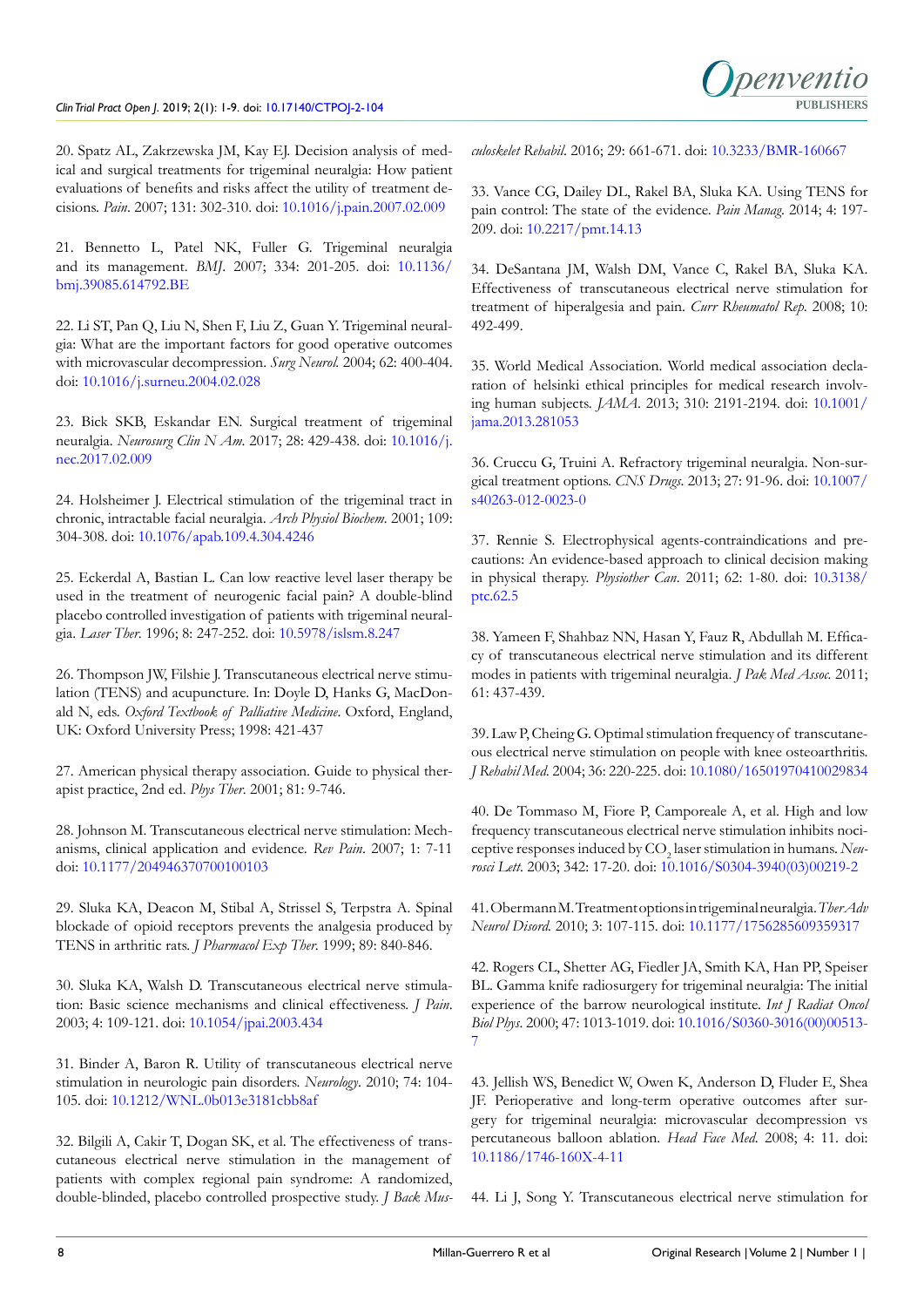20. Spatz AL, Zakrzewska JM, Kay EJ. Decision analysis of medical and surgical treatments for trigeminal neuralgia: How patient evaluations of benefits and risks affect the utility of treatment decisions. *Pain*. 2007; 131: 302-310. doi: 10.1016/j.pain.2007.02.009

21. Bennetto L, Patel NK, Fuller G. Trigeminal neuralgia and its management. *BMJ*. 2007; 334: 201-205. doi: 10.1136/bmj.39085.614792.BE

22. Li ST, Pan Q, Liu N, Shen F, Liu Z, Guan Y. Trigeminal neuralgia: What are the important factors for good operative outcomes with microvascular decompression. *Surg Neurol*. 2004; 62: 400-404. doi: 10.1016/j.surneu.2004.02.028

23. Bick SKB, Eskandar EN. Surgical treatment of trigeminal neuralgia. *Neurosurg Clin N Am*. 2017; 28: 429-438. doi: 10.1016/j.nec.2017.02.009

24. Holsheimer J. Electrical stimulation of the trigeminal tract in chronic, intractable facial neuralgia. *Arch Physiol Biochem*. 2001; 109: 304-308. doi: 10.1076/apab.109.4.304.4246

25. Eckerdal A, Bastian L. Can low reactive level laser therapy be used in the treatment of neurogenic facial pain? A double-blind placebo controlled investigation of patients with trigeminal neuralgia. *Laser Ther*. 1996; 8: 247-252. doi: 10.5978/islsm.8.247

26. Thompson JW, Filshie J. Transcutaneous electrical nerve stimulation (TENS) and acupuncture. In: Doyle D, Hanks G, MacDonald N, eds. *Oxford Textbook of Palliative Medicine*. Oxford, England, UK: Oxford University Press; 1998: 421-437

27. American physical therapy association. Guide to physical therapist practice, 2nd ed. *Phys Ther*. 2001; 81: 9-746.

28. Johnson M. Transcutaneous electrical nerve stimulation: Mechanisms, clinical application and evidence. *Rev Pain*. 2007; 1: 7-11 doi: 10.1177/204946370700100103

29. Sluka KA, Deacon M, Stibal A, Strissel S, Terpstra A. Spinal blockade of opioid receptors prevents the analgesia produced by TENS in arthritic rats. *J Pharmacol Exp Ther*. 1999; 89: 840-846.

30. Sluka KA, Walsh D. Transcutaneous electrical nerve stimulation: Basic science mechanisms and clinical effectiveness. *J Pain*. 2003; 4: 109-121. doi: 10.1054/jpai.2003.434

31. Binder A, Baron R. Utility of transcutaneous electrical nerve stimulation in neurologic pain disorders. *Neurology*. 2010; 74: 104-105. doi: 10.1212/WNL.0b013e3181cbb8af

32. Bilgili A, Cakir T, Dogan SK, et al. The effectiveness of transcutaneous electrical nerve stimulation in the management of patients with complex regional pain syndrome: A randomized, double-blinded, placebo controlled prospective study. *J Back Musculoskelet Rehabil*. 2016; 29: 661-671. doi: 10.3233/BMR-160667

33. Vance CG, Dailey DL, Rakel BA, Sluka KA. Using TENS for pain control: The state of the evidence. *Pain Manag*. 2014; 4: 197-209. doi: 10.2217/pmt.14.13

34. DeSantana JM, Walsh DM, Vance C, Rakel BA, Sluka KA. Effectiveness of transcutaneous electrical nerve stimulation for treatment of hiperalgesia and pain. *Curr Rheumatol Rep*. 2008; 10: 492-499.

35. World Medical Association. World medical association declaration of helsinki ethical principles for medical research involving human subjects. *JAMA*. 2013; 310: 2191-2194. doi: 10.1001/jama.2013.281053

36. Cruccu G, Truini A. Refractory trigeminal neuralgia. Non-surgical treatment options. *CNS Drugs*. 2013; 27: 91-96. doi: 10.1007/s40263-012-0023-0

37. Rennie S. Electrophysical agents-contraindications and precautions: An evidence-based approach to clinical decision making in physical therapy. *Physiother Can*. 2011; 62: 1-80. doi: 10.3138/ptc.62.5

38. Yameen F, Shahbaz NN, Hasan Y, Fauz R, Abdullah M. Efficacy of transcutaneous electrical nerve stimulation and its different modes in patients with trigeminal neuralgia. *J Pak Med Assoc*. 2011; 61: 437-439.

39. Law P, Cheing G. Optimal stimulation frequency of transcutaneous electrical nerve stimulation on people with knee osteoarthritis. *J Rehabil Med*. 2004; 36: 220-225. doi: 10.1080/16501970410029834

40. De Tommaso M, Fiore P, Camporeale A, et al. High and low frequency transcutaneous electrical nerve stimulation inhibits nociceptive responses induced by $CO_2$ laser stimulation in humans. *Neurosci Lett*. 2003; 342: 17-20. doi: 10.1016/S0304-3940(03)00219-2

41. Obermann M. Treatment options in trigeminal neuralgia. *Ther Adv Neurol Disord*. 2010; 3: 107-115. doi: 10.1177/1756285609359317

42. Rogers CL, Shetter AG, Fiedler JA, Smith KA, Han PP, Speiser BL. Gamma knife radiosurgery for trigeminal neuralgia: The initial experience of the barrow neurological institute. *Int J Radiat Oncol Biol Phys*. 2000; 47: 1013-1019. doi: 10.1016/S0360-3016(00)00513-7

43. Jellish WS, Benedict W, Owen K, Anderson D, Fluder E, Shea JF. Perioperative and long-term operative outcomes after surgery for trigeminal neuralgia: microvascular decompression vs percutaneous balloon ablation. *Head Face Med*. 2008; 4: 11. doi: 10.1186/1746-160X-4-11

44. Li J, Song Y. Transcutaneous electrical nerve stimulation for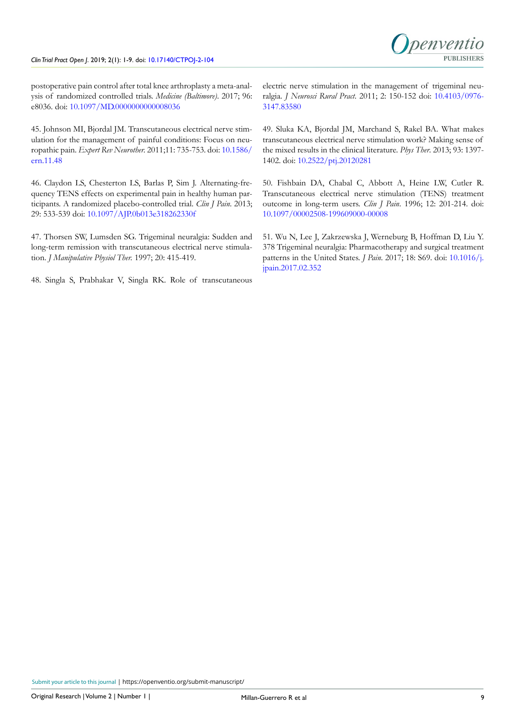postoperative pain control after total knee arthroplasty a meta-analysis of randomized controlled trials. *Medicine (Baltimore)*. 2017; 96: e8036. doi: 10.1097/MD.0000000000008036

45. Johnson MI, Bjordal JM. Transcutaneous electrical nerve stimulation for the management of painful conditions: Focus on neuropathic pain. *Expert Rev Neurother.* 2011;11: 735-753. doi: 10.1586/ern.11.48

46. Claydon LS, Chesterton LS, Barlas P, Sim J. Alternating-frequency TENS effects on experimental pain in healthy human participants. A randomized placebo-controlled trial. *Clin J Pain*. 2013; 29: 533-539 doi: 10.1097/AJP.0b013e318262330f

47. Thorsen SW, Lumsden SG. Trigeminal neuralgia: Sudden and long-term remission with transcutaneous electrical nerve stimulation. *J Manipulative Physiol Ther.* 1997; 20: 415-419.

48. Singla S, Prabhakar V, Singla RK. Role of transcutaneous electric nerve stimulation in the management of trigeminal neuralgia. *J Neurosci Rural Pract.* 2011; 2: 150-152 doi: 10.4103/0976-3147.83580

49. Sluka KA, Bjordal JM, Marchand S, Rakel BA. What makes transcutaneous electrical nerve stimulation work? Making sense of the mixed results in the clinical literature. *Phys Ther.* 2013; 93: 1397-1402. doi: 10.2522/ptj.20120281

50. Fishbain DA, Chabal C, Abbott A, Heine LW, Cutler R. Transcutaneous electrical nerve stimulation (TENS) treatment outcome in long-term users. *Clin J Pain*. 1996; 12: 201-214. doi: 10.1097/00002508-199609000-00008

51. Wu N, Lee J, Zakrzewska J, Werneburg B, Hoffman D, Liu Y. 378 Trigeminal neuralgia: Pharmacotherapy and surgical treatment patterns in the United States. *J Pain*. 2017; 18: S69. doi: 10.1016/j.jpain.2017.02.352